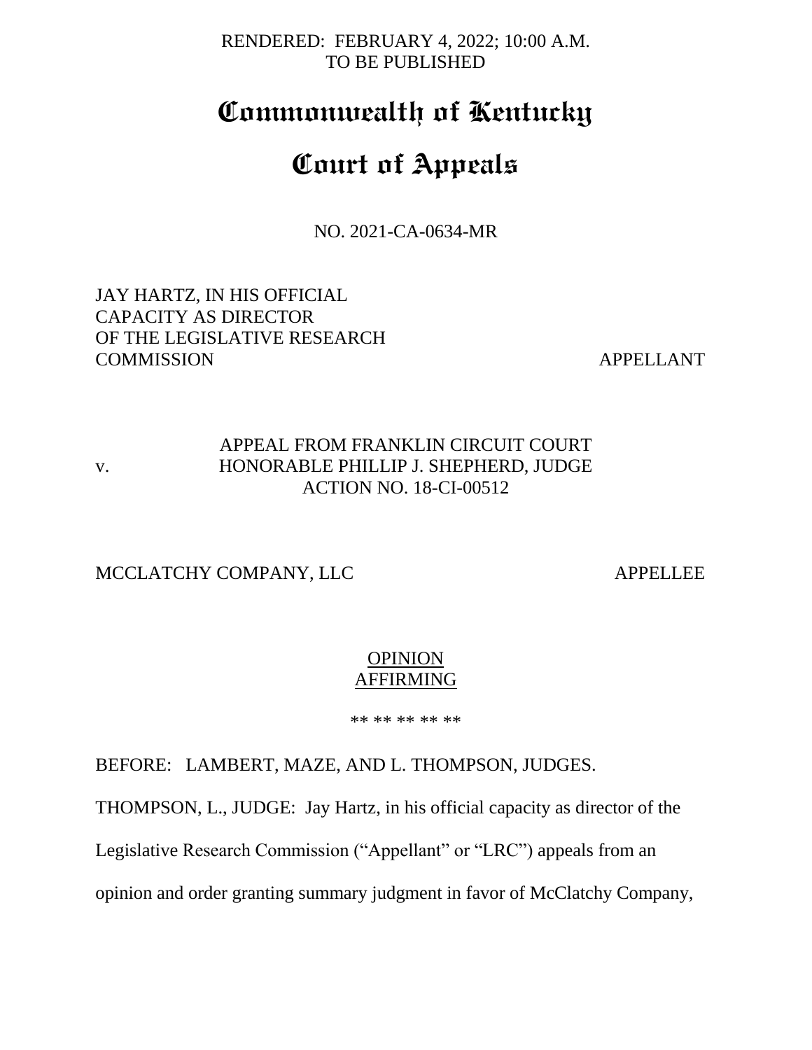RENDERED: FEBRUARY 4, 2022; 10:00 A.M.
TO BE PUBLISHED

# Commonwealth of Kentucky

# Court of Appeals

NO. 2021-CA-0634-MR

JAY HARTZ, IN HIS OFFICIAL CAPACITY AS DIRECTOR OF THE LEGISLATIVE RESEARCH COMMISSION — APPELLANT

v. — APPEAL FROM FRANKLIN CIRCUIT COURT
HONORABLE PHILLIP J. SHEPHERD, JUDGE
ACTION NO. 18-CI-00512

MCCLATCHY COMPANY, LLC — APPELLEE

OPINION
AFFIRMING

** ** ** ** **

BEFORE: LAMBERT, MAZE, AND L. THOMPSON, JUDGES.

THOMPSON, L., JUDGE: Jay Hartz, in his official capacity as director of the Legislative Research Commission ("Appellant" or "LRC") appeals from an opinion and order granting summary judgment in favor of McClatchy Company,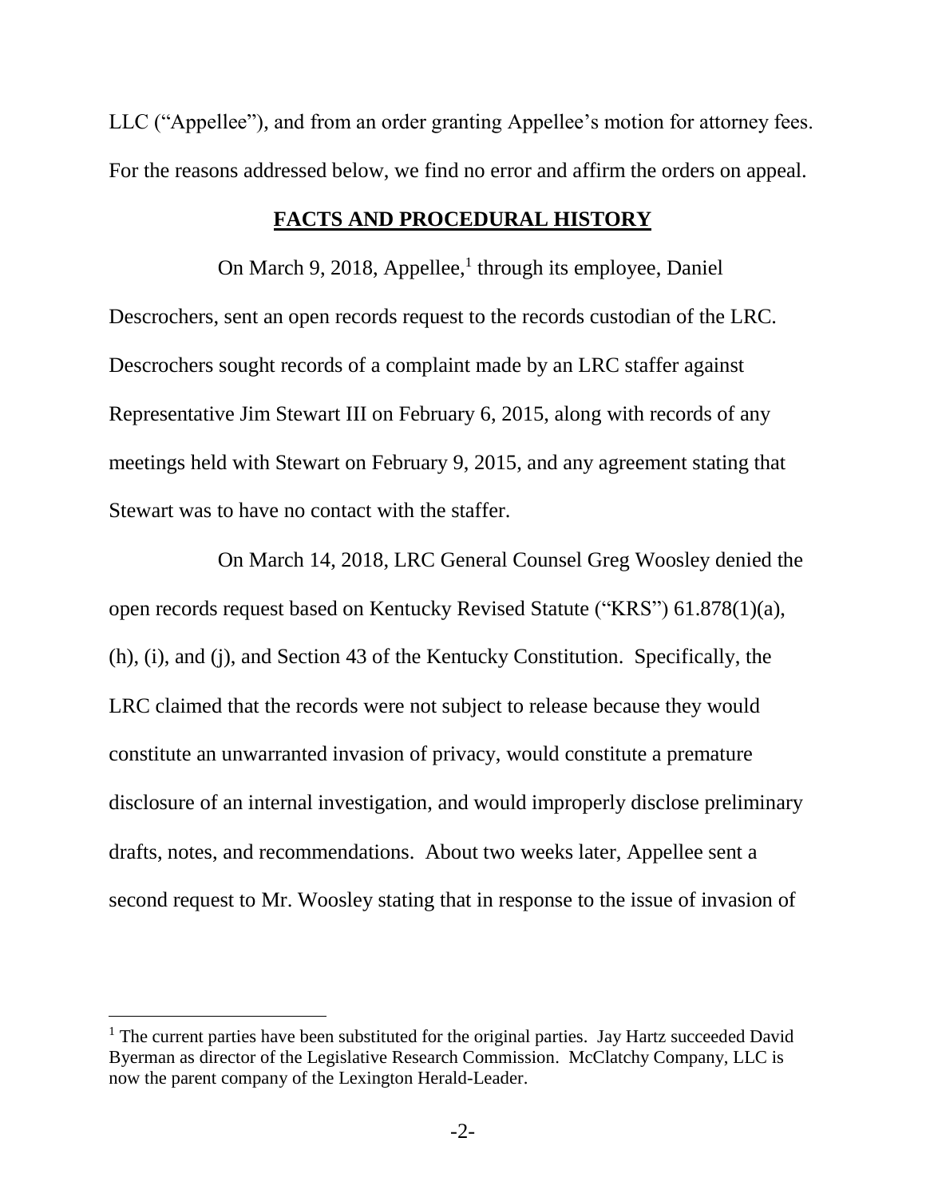LLC ("Appellee"), and from an order granting Appellee's motion for attorney fees. For the reasons addressed below, we find no error and affirm the orders on appeal.

## FACTS AND PROCEDURAL HISTORY

On March 9, 2018, Appellee,[1] through its employee, Daniel Descrochers, sent an open records request to the records custodian of the LRC. Descrochers sought records of a complaint made by an LRC staffer against Representative Jim Stewart III on February 6, 2015, along with records of any meetings held with Stewart on February 9, 2015, and any agreement stating that Stewart was to have no contact with the staffer.

On March 14, 2018, LRC General Counsel Greg Woosley denied the open records request based on Kentucky Revised Statute ("KRS") 61.878(1)(a), (h), (i), and (j), and Section 43 of the Kentucky Constitution. Specifically, the LRC claimed that the records were not subject to release because they would constitute an unwarranted invasion of privacy, would constitute a premature disclosure of an internal investigation, and would improperly disclose preliminary drafts, notes, and recommendations. About two weeks later, Appellee sent a second request to Mr. Woosley stating that in response to the issue of invasion of

---

[1] The current parties have been substituted for the original parties. Jay Hartz succeeded David Byerman as director of the Legislative Research Commission. McClatchy Company, LLC is now the parent company of the Lexington Herald-Leader.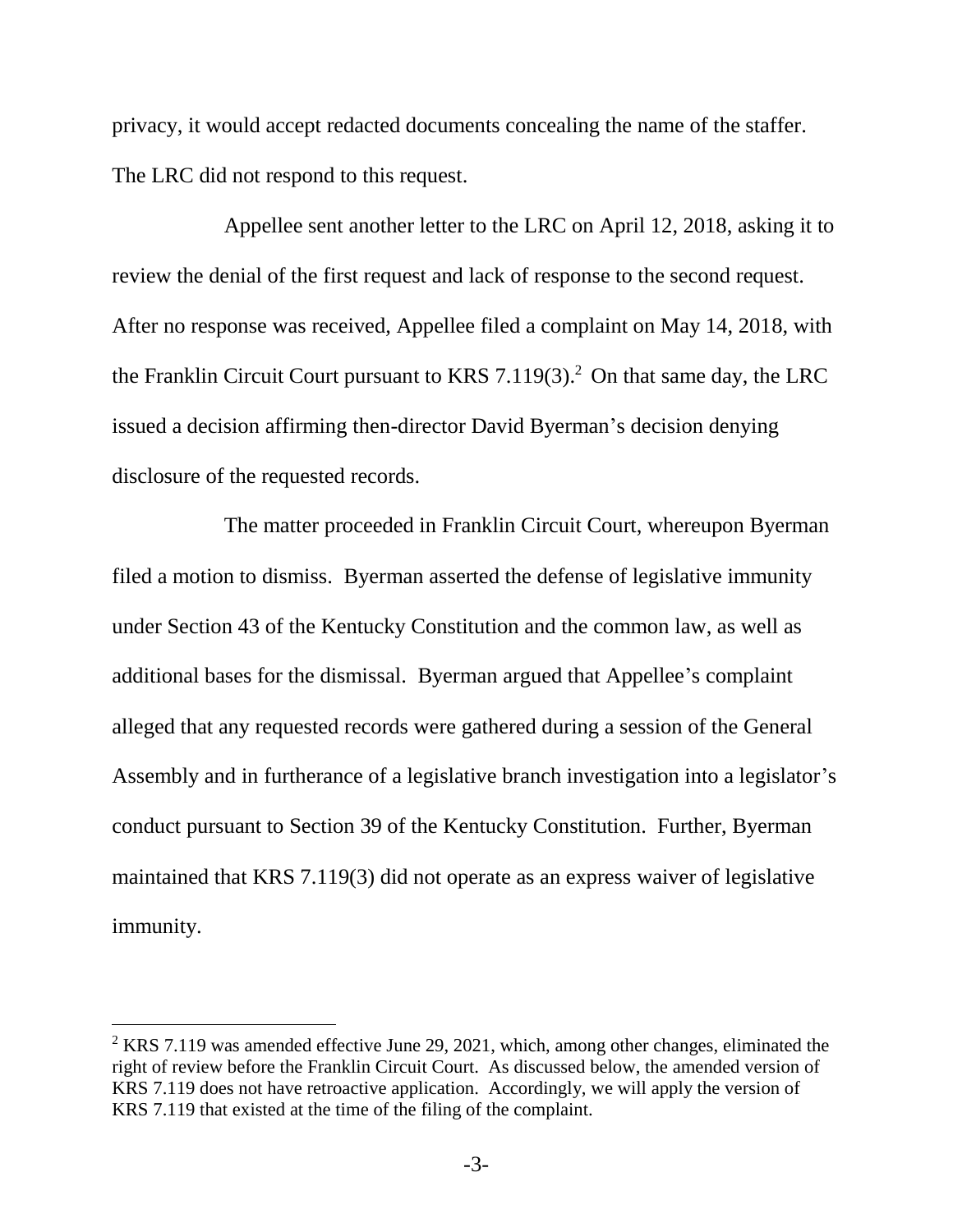privacy, it would accept redacted documents concealing the name of the staffer. The LRC did not respond to this request.

Appellee sent another letter to the LRC on April 12, 2018, asking it to review the denial of the first request and lack of response to the second request. After no response was received, Appellee filed a complaint on May 14, 2018, with the Franklin Circuit Court pursuant to KRS 7.119(3).[2] On that same day, the LRC issued a decision affirming then-director David Byerman's decision denying disclosure of the requested records.

The matter proceeded in Franklin Circuit Court, whereupon Byerman filed a motion to dismiss. Byerman asserted the defense of legislative immunity under Section 43 of the Kentucky Constitution and the common law, as well as additional bases for the dismissal. Byerman argued that Appellee's complaint alleged that any requested records were gathered during a session of the General Assembly and in furtherance of a legislative branch investigation into a legislator's conduct pursuant to Section 39 of the Kentucky Constitution. Further, Byerman maintained that KRS 7.119(3) did not operate as an express waiver of legislative immunity.

---

[2] KRS 7.119 was amended effective June 29, 2021, which, among other changes, eliminated the right of review before the Franklin Circuit Court. As discussed below, the amended version of KRS 7.119 does not have retroactive application. Accordingly, we will apply the version of KRS 7.119 that existed at the time of the filing of the complaint.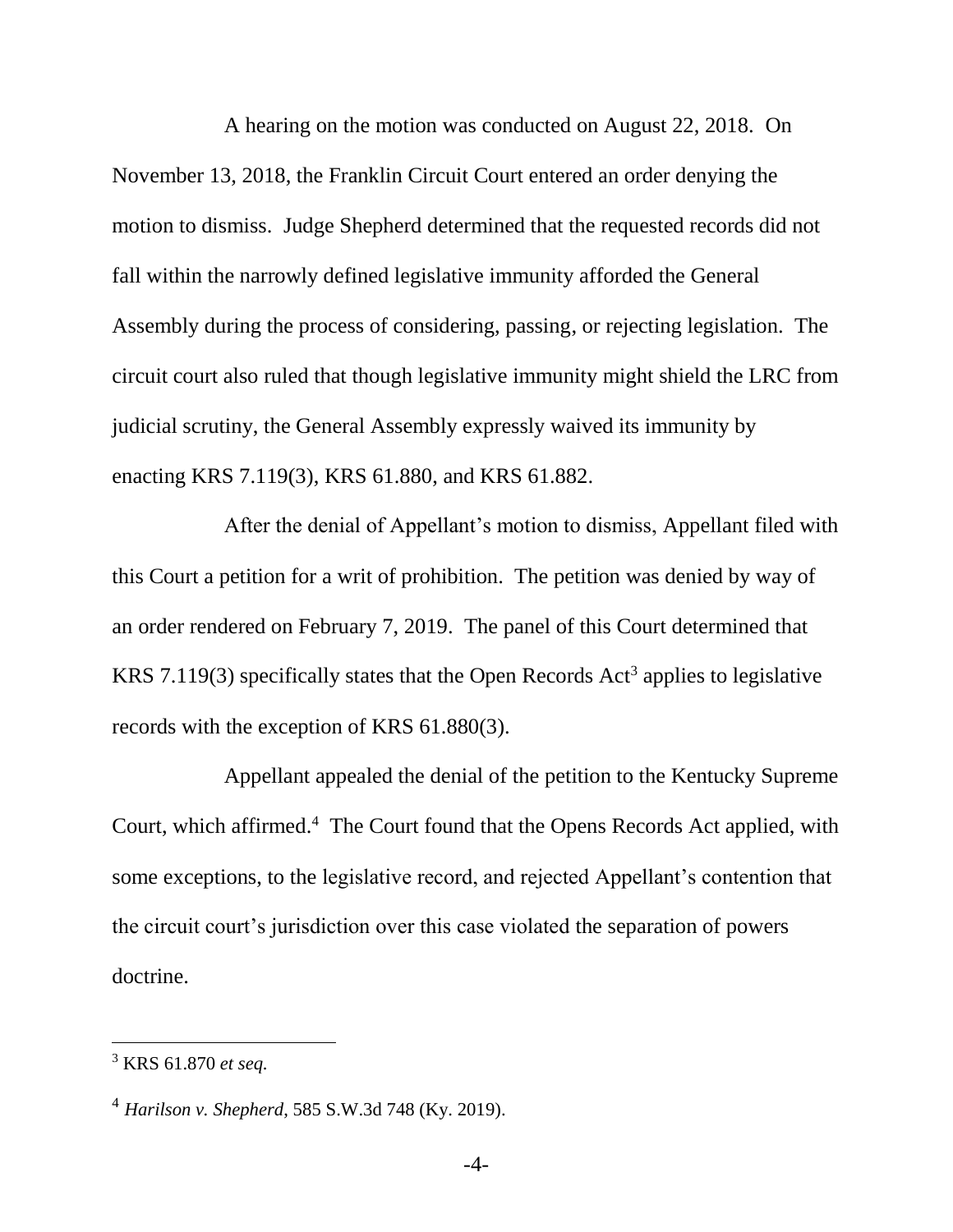A hearing on the motion was conducted on August 22, 2018. On November 13, 2018, the Franklin Circuit Court entered an order denying the motion to dismiss. Judge Shepherd determined that the requested records did not fall within the narrowly defined legislative immunity afforded the General Assembly during the process of considering, passing, or rejecting legislation. The circuit court also ruled that though legislative immunity might shield the LRC from judicial scrutiny, the General Assembly expressly waived its immunity by enacting KRS 7.119(3), KRS 61.880, and KRS 61.882.

After the denial of Appellant's motion to dismiss, Appellant filed with this Court a petition for a writ of prohibition. The petition was denied by way of an order rendered on February 7, 2019. The panel of this Court determined that KRS 7.119(3) specifically states that the Open Records Act[3] applies to legislative records with the exception of KRS 61.880(3).

Appellant appealed the denial of the petition to the Kentucky Supreme Court, which affirmed.[4] The Court found that the Opens Records Act applied, with some exceptions, to the legislative record, and rejected Appellant's contention that the circuit court's jurisdiction over this case violated the separation of powers doctrine.

---

[3] KRS 61.870 *et seq.*

[4] *Harilson v. Shepherd*, 585 S.W.3d 748 (Ky. 2019).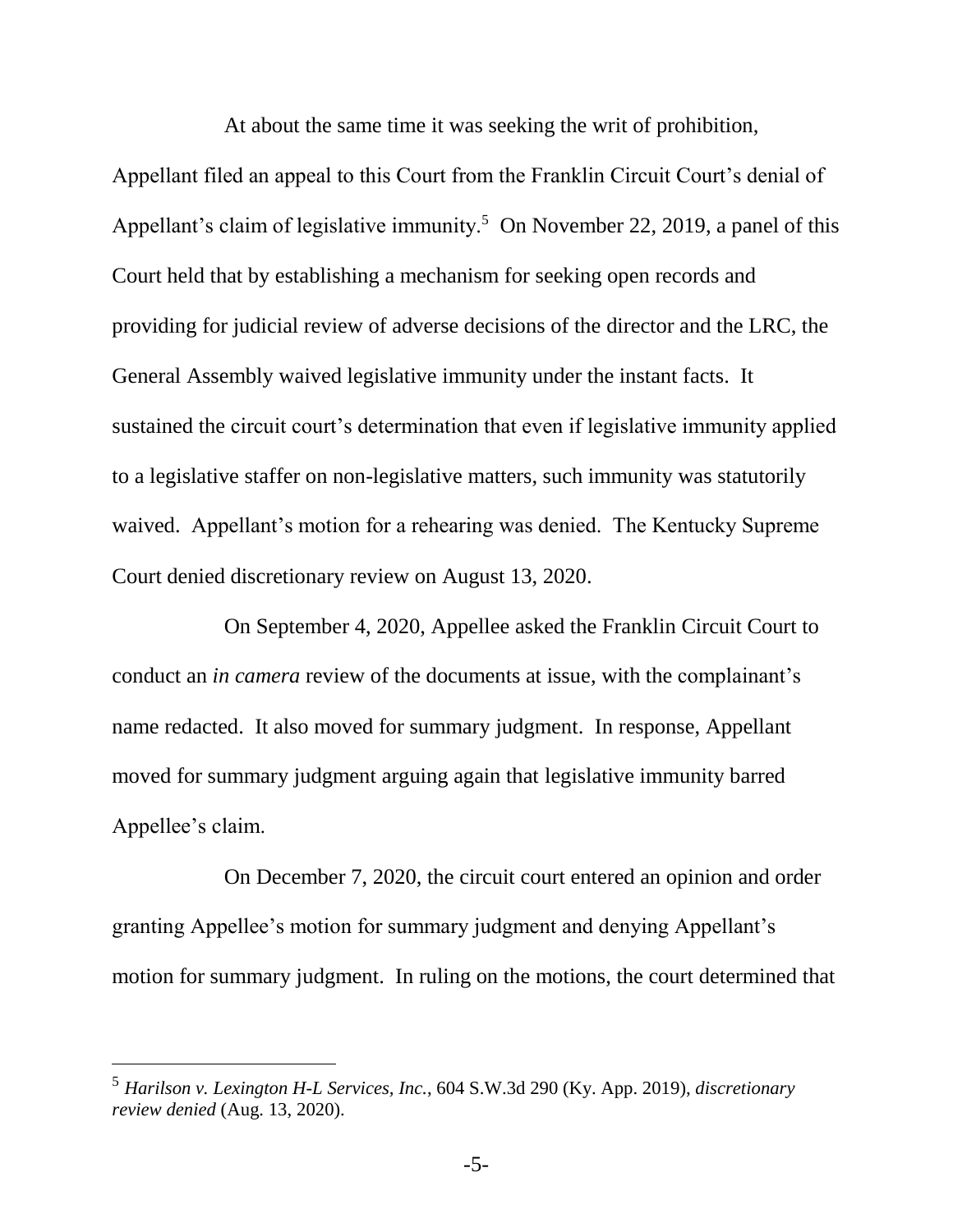At about the same time it was seeking the writ of prohibition, Appellant filed an appeal to this Court from the Franklin Circuit Court's denial of Appellant's claim of legislative immunity.[5] On November 22, 2019, a panel of this Court held that by establishing a mechanism for seeking open records and providing for judicial review of adverse decisions of the director and the LRC, the General Assembly waived legislative immunity under the instant facts. It sustained the circuit court's determination that even if legislative immunity applied to a legislative staffer on non-legislative matters, such immunity was statutorily waived. Appellant's motion for a rehearing was denied. The Kentucky Supreme Court denied discretionary review on August 13, 2020.

On September 4, 2020, Appellee asked the Franklin Circuit Court to conduct an *in camera* review of the documents at issue, with the complainant's name redacted. It also moved for summary judgment. In response, Appellant moved for summary judgment arguing again that legislative immunity barred Appellee's claim.

On December 7, 2020, the circuit court entered an opinion and order granting Appellee's motion for summary judgment and denying Appellant's motion for summary judgment. In ruling on the motions, the court determined that

---

[5] *Harilson v. Lexington H-L Services, Inc.*, 604 S.W.3d 290 (Ky. App. 2019), *discretionary review denied* (Aug. 13, 2020).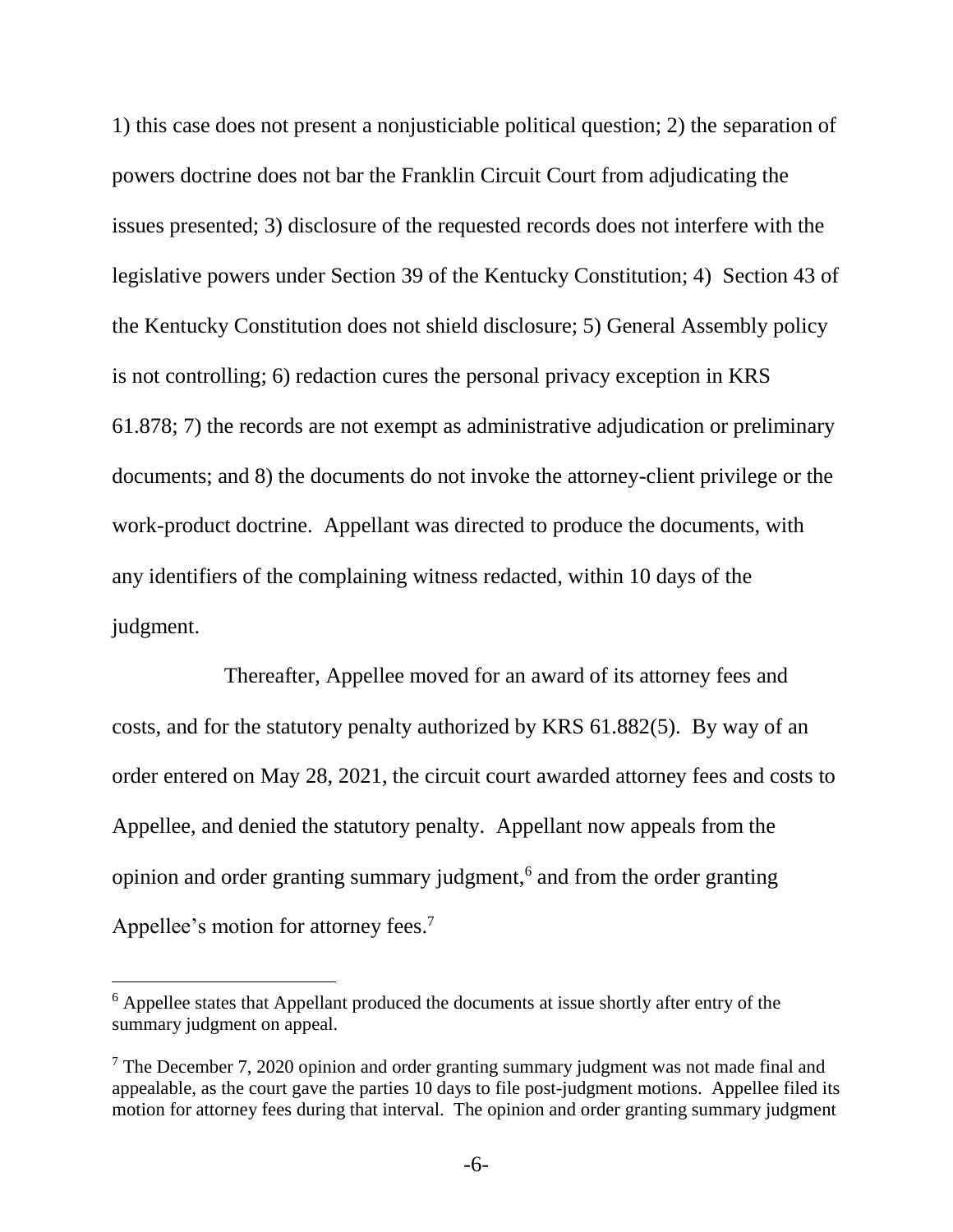1) this case does not present a nonjusticiable political question; 2) the separation of powers doctrine does not bar the Franklin Circuit Court from adjudicating the issues presented; 3) disclosure of the requested records does not interfere with the legislative powers under Section 39 of the Kentucky Constitution; 4) Section 43 of the Kentucky Constitution does not shield disclosure; 5) General Assembly policy is not controlling; 6) redaction cures the personal privacy exception in KRS 61.878; 7) the records are not exempt as administrative adjudication or preliminary documents; and 8) the documents do not invoke the attorney-client privilege or the work-product doctrine. Appellant was directed to produce the documents, with any identifiers of the complaining witness redacted, within 10 days of the judgment.

Thereafter, Appellee moved for an award of its attorney fees and costs, and for the statutory penalty authorized by KRS 61.882(5). By way of an order entered on May 28, 2021, the circuit court awarded attorney fees and costs to Appellee, and denied the statutory penalty. Appellant now appeals from the opinion and order granting summary judgment,[6] and from the order granting Appellee's motion for attorney fees.[7]

---

[6] Appellee states that Appellant produced the documents at issue shortly after entry of the summary judgment on appeal.

[7] The December 7, 2020 opinion and order granting summary judgment was not made final and appealable, as the court gave the parties 10 days to file post-judgment motions. Appellee filed its motion for attorney fees during that interval. The opinion and order granting summary judgment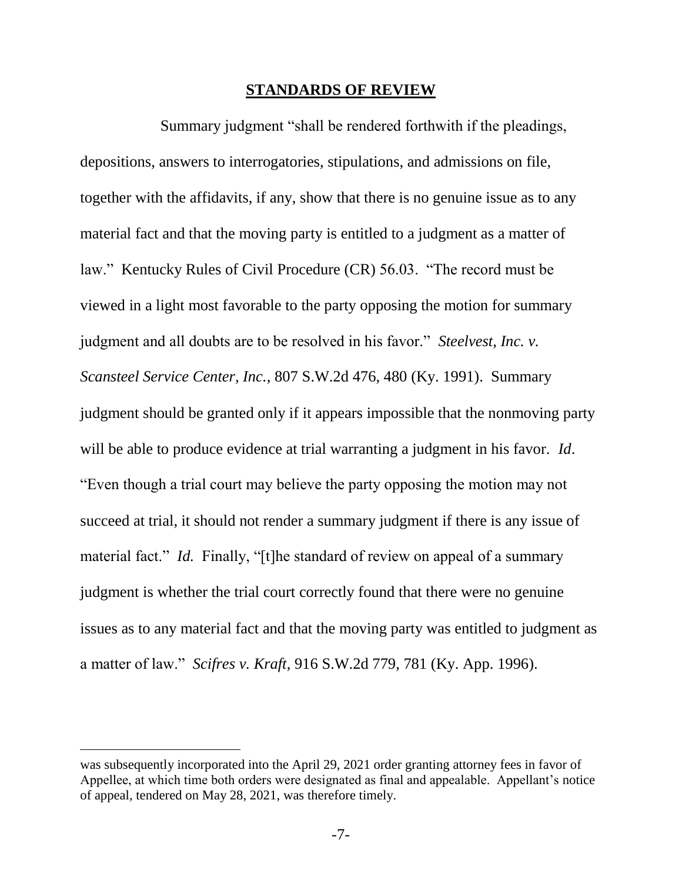## STANDARDS OF REVIEW

Summary judgment "shall be rendered forthwith if the pleadings, depositions, answers to interrogatories, stipulations, and admissions on file, together with the affidavits, if any, show that there is no genuine issue as to any material fact and that the moving party is entitled to a judgment as a matter of law." Kentucky Rules of Civil Procedure (CR) 56.03. "The record must be viewed in a light most favorable to the party opposing the motion for summary judgment and all doubts are to be resolved in his favor." *Steelvest, Inc. v. Scansteel Service Center, Inc.*, 807 S.W.2d 476, 480 (Ky. 1991). Summary judgment should be granted only if it appears impossible that the nonmoving party will be able to produce evidence at trial warranting a judgment in his favor. *Id*. "Even though a trial court may believe the party opposing the motion may not succeed at trial, it should not render a summary judgment if there is any issue of material fact." *Id.* Finally, "[t]he standard of review on appeal of a summary judgment is whether the trial court correctly found that there were no genuine issues as to any material fact and that the moving party was entitled to judgment as a matter of law." *Scifres v. Kraft*, 916 S.W.2d 779, 781 (Ky. App. 1996).

---

was subsequently incorporated into the April 29, 2021 order granting attorney fees in favor of Appellee, at which time both orders were designated as final and appealable. Appellant's notice of appeal, tendered on May 28, 2021, was therefore timely.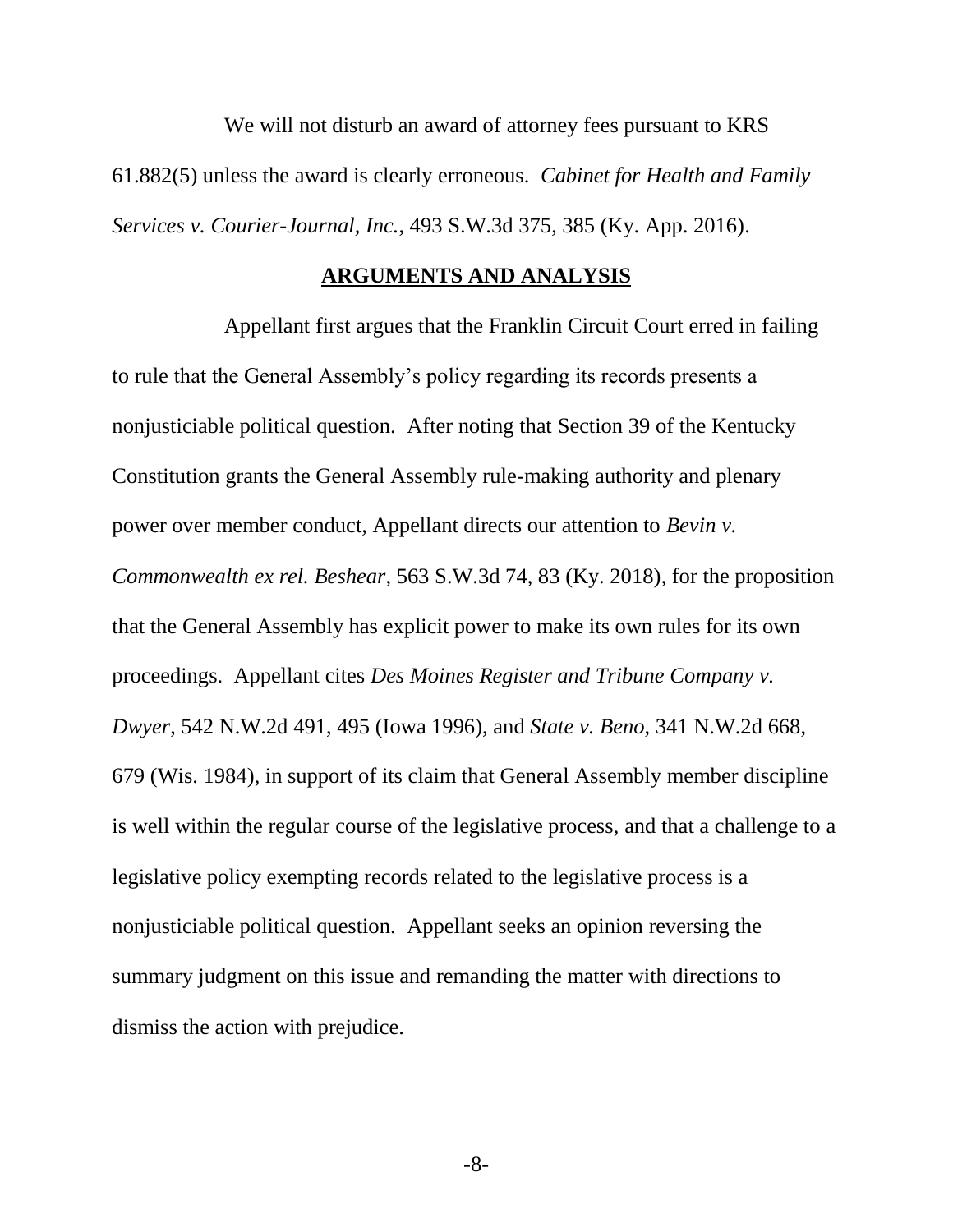We will not disturb an award of attorney fees pursuant to KRS 61.882(5) unless the award is clearly erroneous. *Cabinet for Health and Family Services v. Courier-Journal, Inc.*, 493 S.W.3d 375, 385 (Ky. App. 2016).

## ARGUMENTS AND ANALYSIS

Appellant first argues that the Franklin Circuit Court erred in failing to rule that the General Assembly's policy regarding its records presents a nonjusticiable political question. After noting that Section 39 of the Kentucky Constitution grants the General Assembly rule-making authority and plenary power over member conduct, Appellant directs our attention to *Bevin v. Commonwealth ex rel. Beshear*, 563 S.W.3d 74, 83 (Ky. 2018), for the proposition that the General Assembly has explicit power to make its own rules for its own proceedings. Appellant cites *Des Moines Register and Tribune Company v. Dwyer*, 542 N.W.2d 491, 495 (Iowa 1996), and *State v. Beno*, 341 N.W.2d 668, 679 (Wis. 1984), in support of its claim that General Assembly member discipline is well within the regular course of the legislative process, and that a challenge to a legislative policy exempting records related to the legislative process is a nonjusticiable political question. Appellant seeks an opinion reversing the summary judgment on this issue and remanding the matter with directions to dismiss the action with prejudice.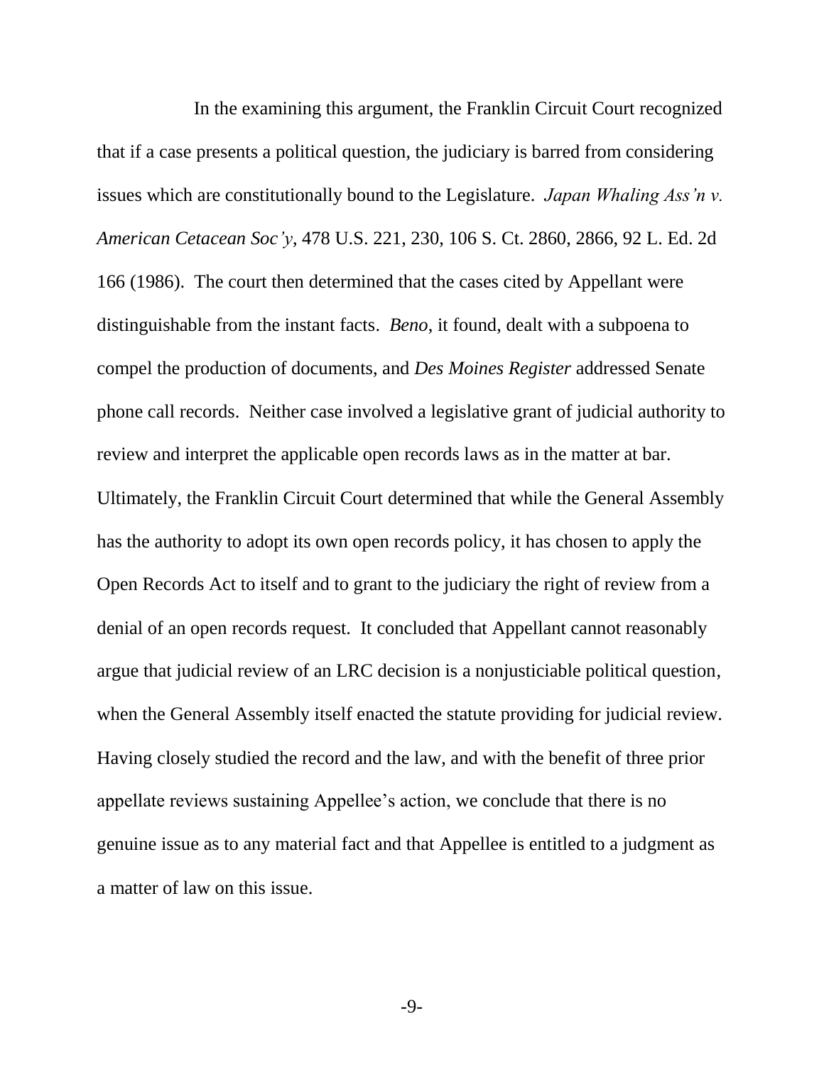In the examining this argument, the Franklin Circuit Court recognized that if a case presents a political question, the judiciary is barred from considering issues which are constitutionally bound to the Legislature. *Japan Whaling Ass'n v. American Cetacean Soc'y*, 478 U.S. 221, 230, 106 S. Ct. 2860, 2866, 92 L. Ed. 2d 166 (1986). The court then determined that the cases cited by Appellant were distinguishable from the instant facts. *Beno*, it found, dealt with a subpoena to compel the production of documents, and *Des Moines Register* addressed Senate phone call records. Neither case involved a legislative grant of judicial authority to review and interpret the applicable open records laws as in the matter at bar. Ultimately, the Franklin Circuit Court determined that while the General Assembly has the authority to adopt its own open records policy, it has chosen to apply the Open Records Act to itself and to grant to the judiciary the right of review from a denial of an open records request. It concluded that Appellant cannot reasonably argue that judicial review of an LRC decision is a nonjusticiable political question, when the General Assembly itself enacted the statute providing for judicial review. Having closely studied the record and the law, and with the benefit of three prior appellate reviews sustaining Appellee's action, we conclude that there is no genuine issue as to any material fact and that Appellee is entitled to a judgment as a matter of law on this issue.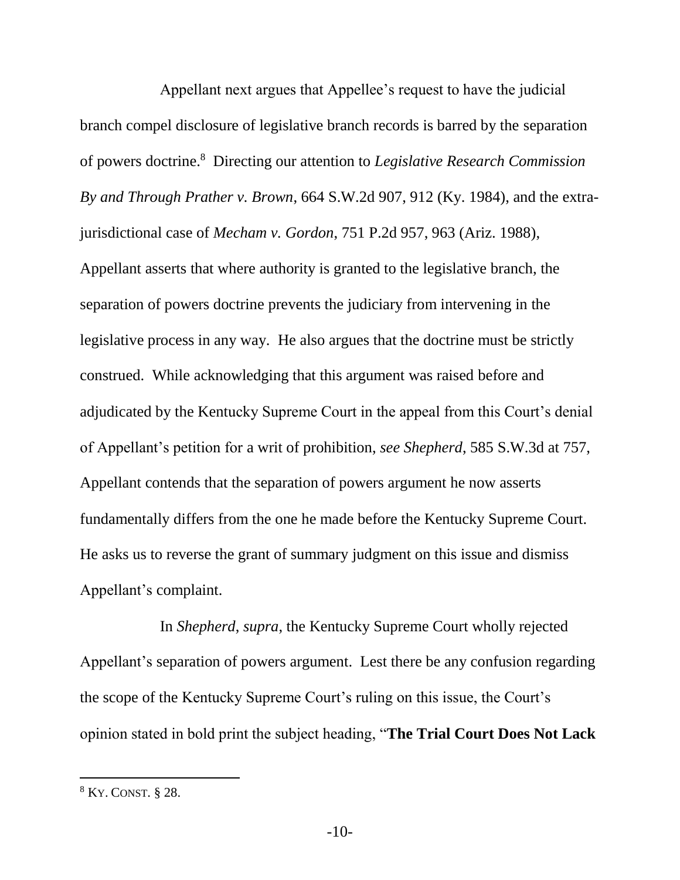Appellant next argues that Appellee's request to have the judicial branch compel disclosure of legislative branch records is barred by the separation of powers doctrine.[8] Directing our attention to *Legislative Research Commission By and Through Prather v. Brown*, 664 S.W.2d 907, 912 (Ky. 1984), and the extra-jurisdictional case of *Mecham v. Gordon*, 751 P.2d 957, 963 (Ariz. 1988), Appellant asserts that where authority is granted to the legislative branch, the separation of powers doctrine prevents the judiciary from intervening in the legislative process in any way. He also argues that the doctrine must be strictly construed. While acknowledging that this argument was raised before and adjudicated by the Kentucky Supreme Court in the appeal from this Court's denial of Appellant's petition for a writ of prohibition, *see Shepherd*, 585 S.W.3d at 757, Appellant contends that the separation of powers argument he now asserts fundamentally differs from the one he made before the Kentucky Supreme Court. He asks us to reverse the grant of summary judgment on this issue and dismiss Appellant's complaint.

In *Shepherd*, *supra*, the Kentucky Supreme Court wholly rejected Appellant's separation of powers argument. Lest there be any confusion regarding the scope of the Kentucky Supreme Court's ruling on this issue, the Court's opinion stated in bold print the subject heading, "**The Trial Court Does Not Lack**

[8] KY. CONST. § 28.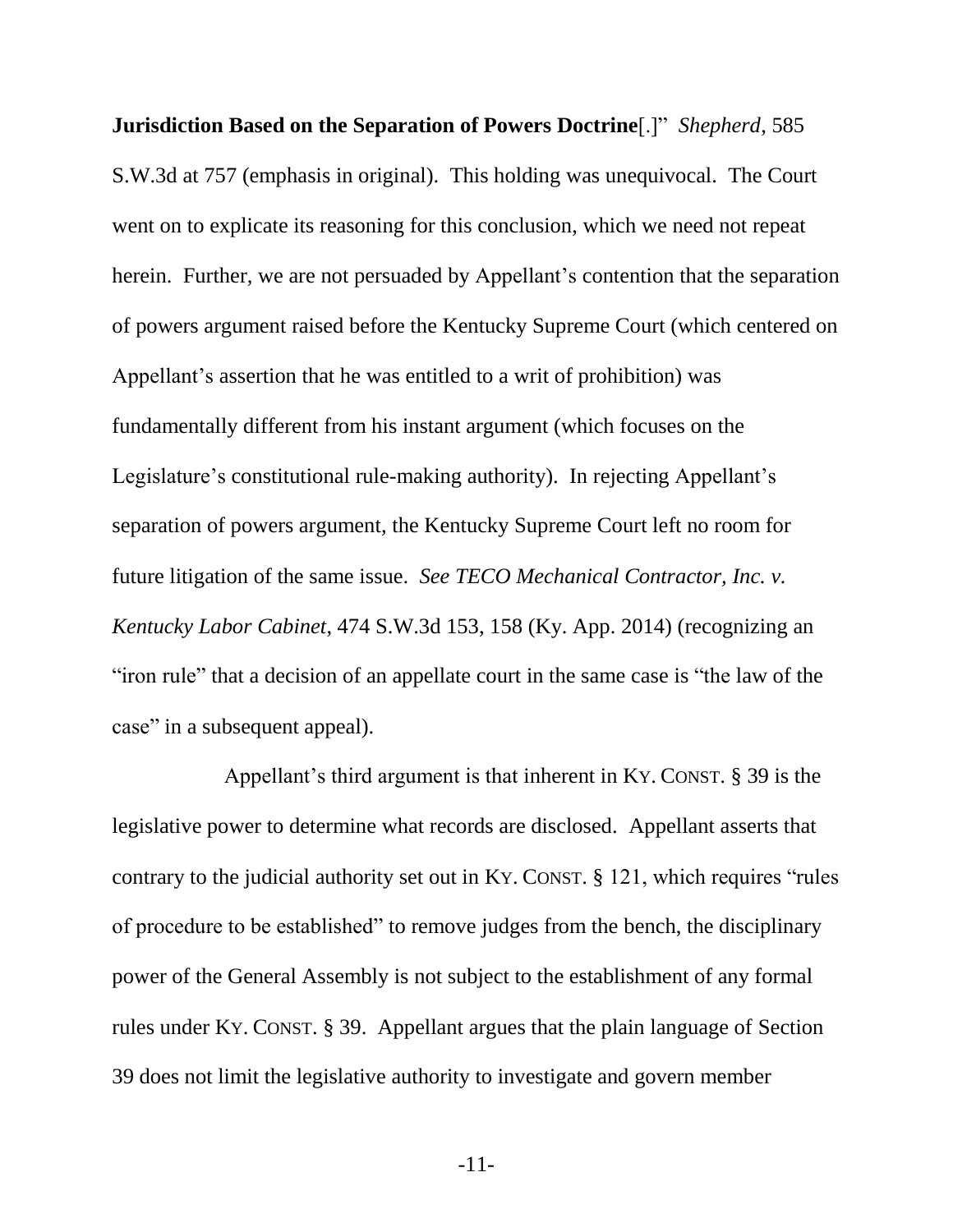**Jurisdiction Based on the Separation of Powers Doctrine**[.]" *Shepherd*, 585 S.W.3d at 757 (emphasis in original). This holding was unequivocal. The Court went on to explicate its reasoning for this conclusion, which we need not repeat herein. Further, we are not persuaded by Appellant's contention that the separation of powers argument raised before the Kentucky Supreme Court (which centered on Appellant's assertion that he was entitled to a writ of prohibition) was fundamentally different from his instant argument (which focuses on the Legislature's constitutional rule-making authority). In rejecting Appellant's separation of powers argument, the Kentucky Supreme Court left no room for future litigation of the same issue. *See TECO Mechanical Contractor, Inc. v. Kentucky Labor Cabinet*, 474 S.W.3d 153, 158 (Ky. App. 2014) (recognizing an "iron rule" that a decision of an appellate court in the same case is "the law of the case" in a subsequent appeal).

Appellant's third argument is that inherent in KY. CONST. § 39 is the legislative power to determine what records are disclosed. Appellant asserts that contrary to the judicial authority set out in KY. CONST. § 121, which requires "rules of procedure to be established" to remove judges from the bench, the disciplinary power of the General Assembly is not subject to the establishment of any formal rules under KY. CONST. § 39. Appellant argues that the plain language of Section 39 does not limit the legislative authority to investigate and govern member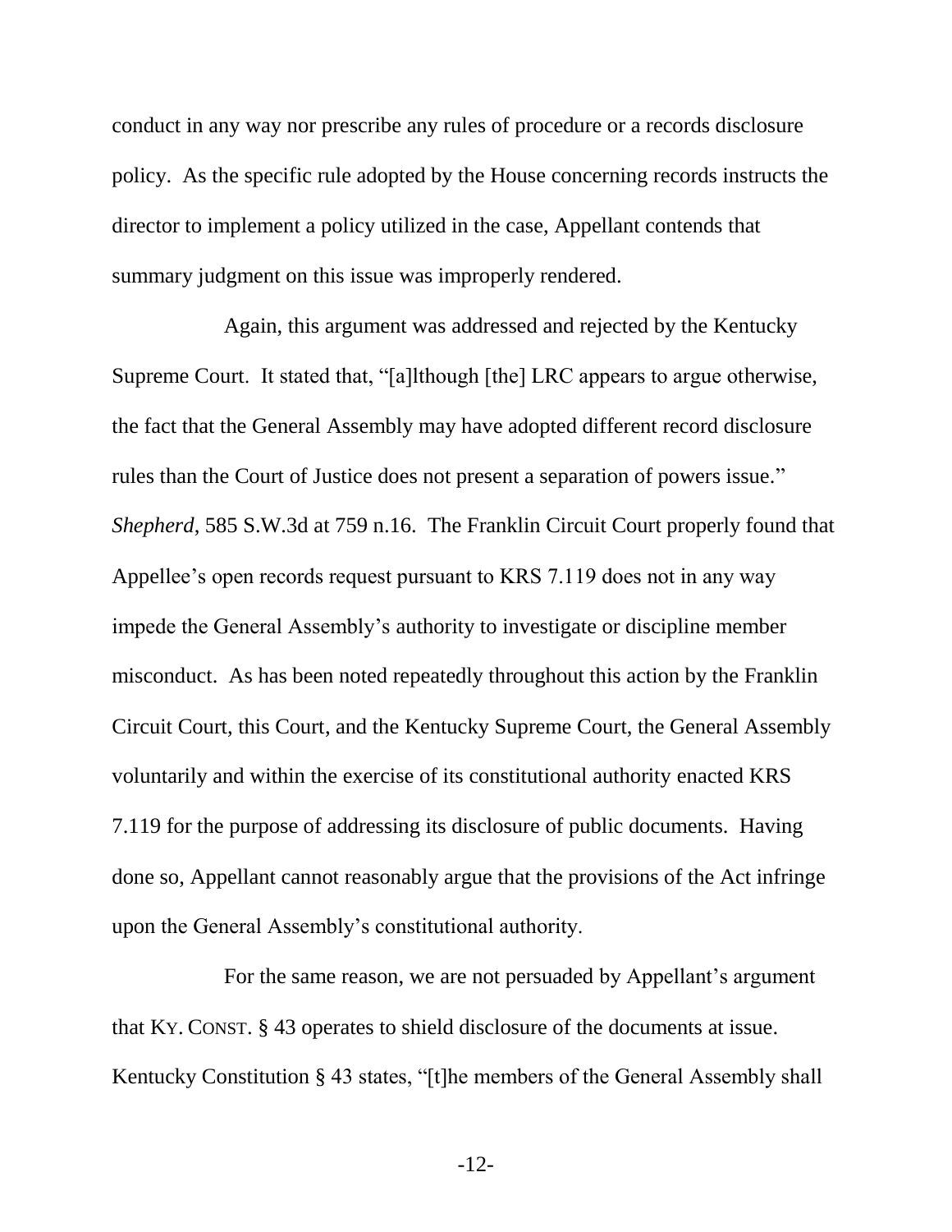conduct in any way nor prescribe any rules of procedure or a records disclosure policy. As the specific rule adopted by the House concerning records instructs the director to implement a policy utilized in the case, Appellant contends that summary judgment on this issue was improperly rendered.

Again, this argument was addressed and rejected by the Kentucky Supreme Court. It stated that, "[a]lthough [the] LRC appears to argue otherwise, the fact that the General Assembly may have adopted different record disclosure rules than the Court of Justice does not present a separation of powers issue." *Shepherd*, 585 S.W.3d at 759 n.16. The Franklin Circuit Court properly found that Appellee's open records request pursuant to KRS 7.119 does not in any way impede the General Assembly's authority to investigate or discipline member misconduct. As has been noted repeatedly throughout this action by the Franklin Circuit Court, this Court, and the Kentucky Supreme Court, the General Assembly voluntarily and within the exercise of its constitutional authority enacted KRS 7.119 for the purpose of addressing its disclosure of public documents. Having done so, Appellant cannot reasonably argue that the provisions of the Act infringe upon the General Assembly's constitutional authority.

For the same reason, we are not persuaded by Appellant's argument that KY. CONST. § 43 operates to shield disclosure of the documents at issue. Kentucky Constitution § 43 states, "[t]he members of the General Assembly shall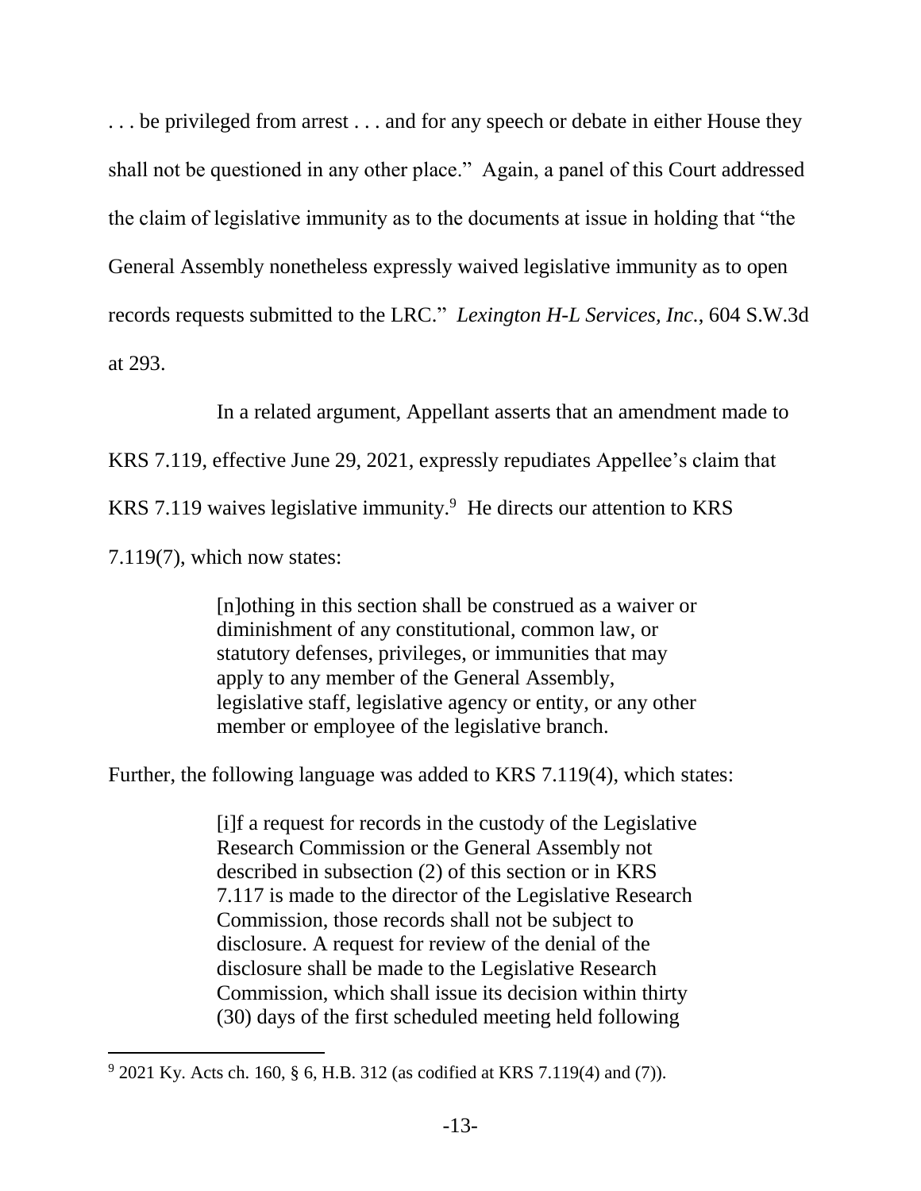. . . be privileged from arrest . . . and for any speech or debate in either House they shall not be questioned in any other place." Again, a panel of this Court addressed the claim of legislative immunity as to the documents at issue in holding that "the General Assembly nonetheless expressly waived legislative immunity as to open records requests submitted to the LRC." *Lexington H-L Services, Inc.*, 604 S.W.3d at 293.

In a related argument, Appellant asserts that an amendment made to KRS 7.119, effective June 29, 2021, expressly repudiates Appellee's claim that KRS 7.119 waives legislative immunity.[9] He directs our attention to KRS 7.119(7), which now states:

> [n]othing in this section shall be construed as a waiver or diminishment of any constitutional, common law, or statutory defenses, privileges, or immunities that may apply to any member of the General Assembly, legislative staff, legislative agency or entity, or any other member or employee of the legislative branch.

Further, the following language was added to KRS 7.119(4), which states:

> [i]f a request for records in the custody of the Legislative Research Commission or the General Assembly not described in subsection (2) of this section or in KRS 7.117 is made to the director of the Legislative Research Commission, those records shall not be subject to disclosure. A request for review of the denial of the disclosure shall be made to the Legislative Research Commission, which shall issue its decision within thirty (30) days of the first scheduled meeting held following

[9] 2021 Ky. Acts ch. 160, § 6, H.B. 312 (as codified at KRS 7.119(4) and (7)).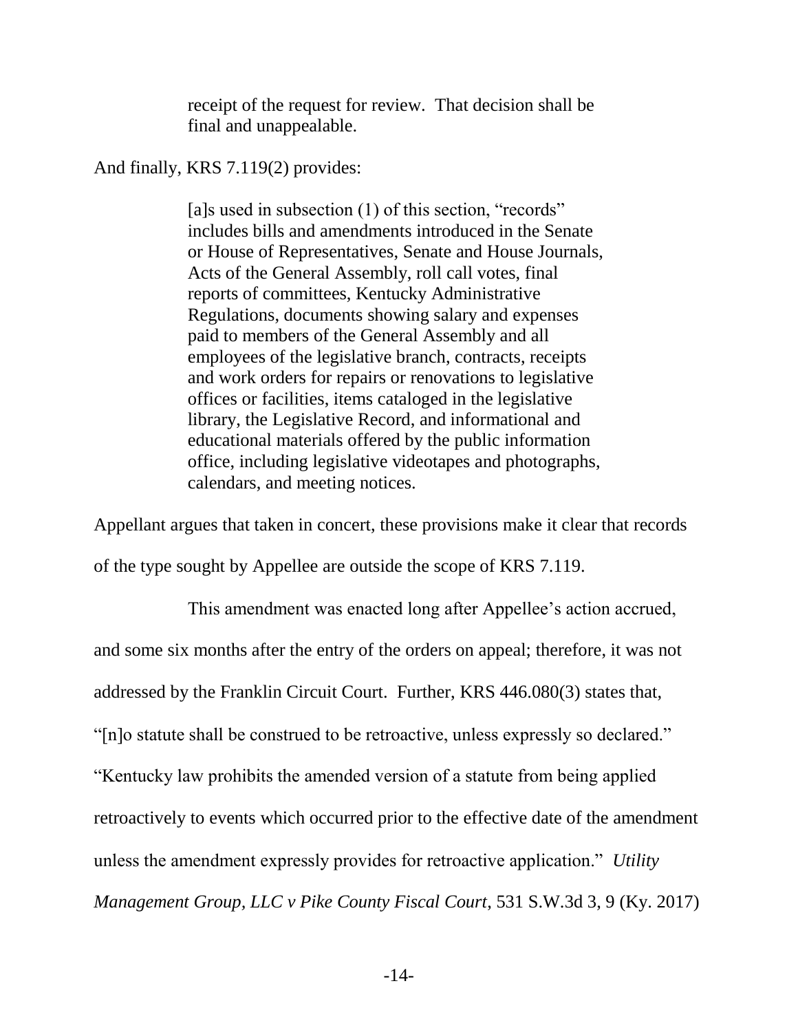> receipt of the request for review. That decision shall be final and unappealable.

And finally, KRS 7.119(2) provides:

> [a]s used in subsection (1) of this section, "records" includes bills and amendments introduced in the Senate or House of Representatives, Senate and House Journals, Acts of the General Assembly, roll call votes, final reports of committees, Kentucky Administrative Regulations, documents showing salary and expenses paid to members of the General Assembly and all employees of the legislative branch, contracts, receipts and work orders for repairs or renovations to legislative offices or facilities, items cataloged in the legislative library, the Legislative Record, and informational and educational materials offered by the public information office, including legislative videotapes and photographs, calendars, and meeting notices.

Appellant argues that taken in concert, these provisions make it clear that records of the type sought by Appellee are outside the scope of KRS 7.119.

This amendment was enacted long after Appellee's action accrued, and some six months after the entry of the orders on appeal; therefore, it was not addressed by the Franklin Circuit Court. Further, KRS 446.080(3) states that, "[n]o statute shall be construed to be retroactive, unless expressly so declared." "Kentucky law prohibits the amended version of a statute from being applied retroactively to events which occurred prior to the effective date of the amendment unless the amendment expressly provides for retroactive application." *Utility Management Group, LLC v Pike County Fiscal Court*, 531 S.W.3d 3, 9 (Ky. 2017)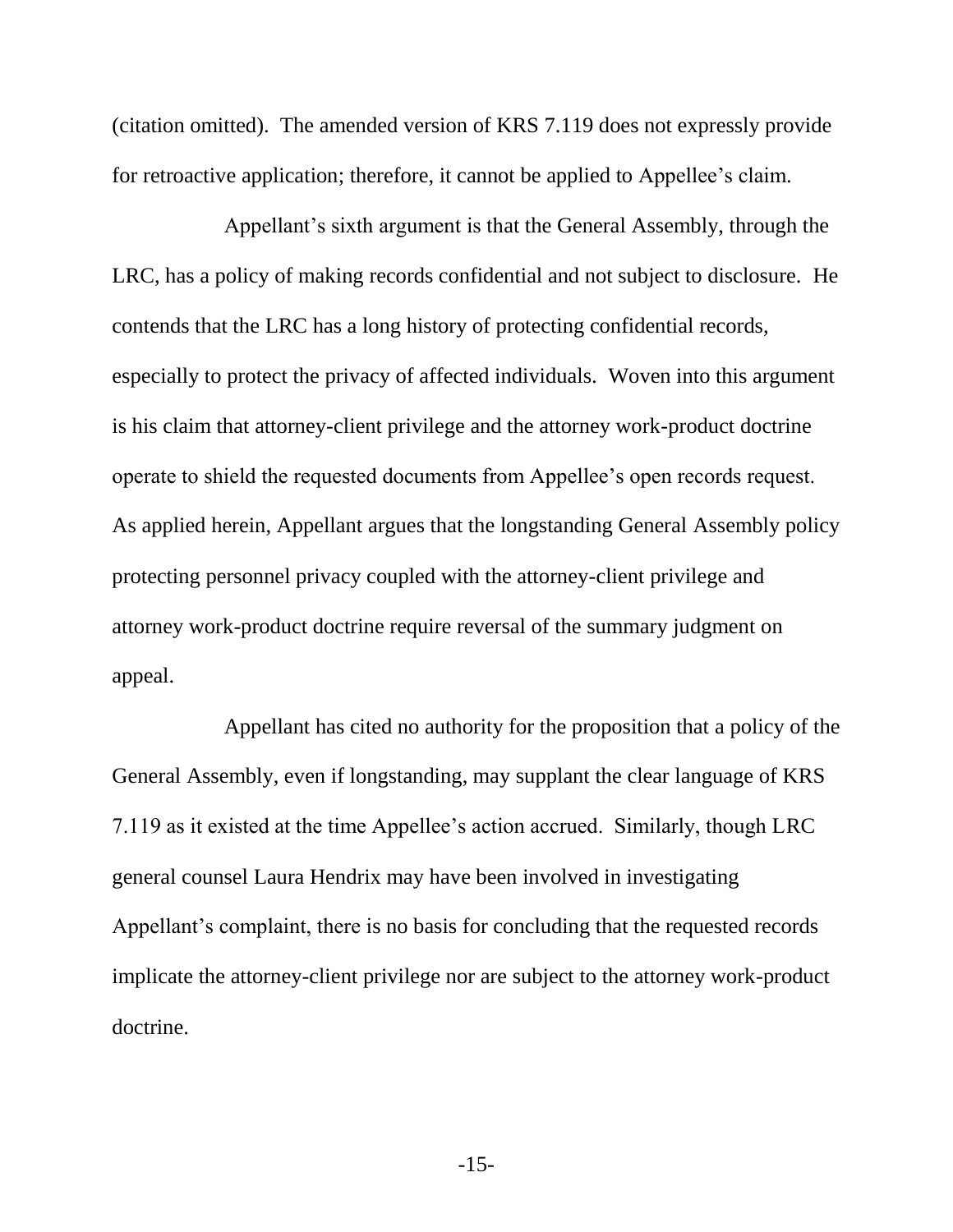(citation omitted). The amended version of KRS 7.119 does not expressly provide for retroactive application; therefore, it cannot be applied to Appellee's claim.

Appellant's sixth argument is that the General Assembly, through the LRC, has a policy of making records confidential and not subject to disclosure. He contends that the LRC has a long history of protecting confidential records, especially to protect the privacy of affected individuals. Woven into this argument is his claim that attorney-client privilege and the attorney work-product doctrine operate to shield the requested documents from Appellee's open records request. As applied herein, Appellant argues that the longstanding General Assembly policy protecting personnel privacy coupled with the attorney-client privilege and attorney work-product doctrine require reversal of the summary judgment on appeal.

Appellant has cited no authority for the proposition that a policy of the General Assembly, even if longstanding, may supplant the clear language of KRS 7.119 as it existed at the time Appellee's action accrued. Similarly, though LRC general counsel Laura Hendrix may have been involved in investigating Appellant's complaint, there is no basis for concluding that the requested records implicate the attorney-client privilege nor are subject to the attorney work-product doctrine.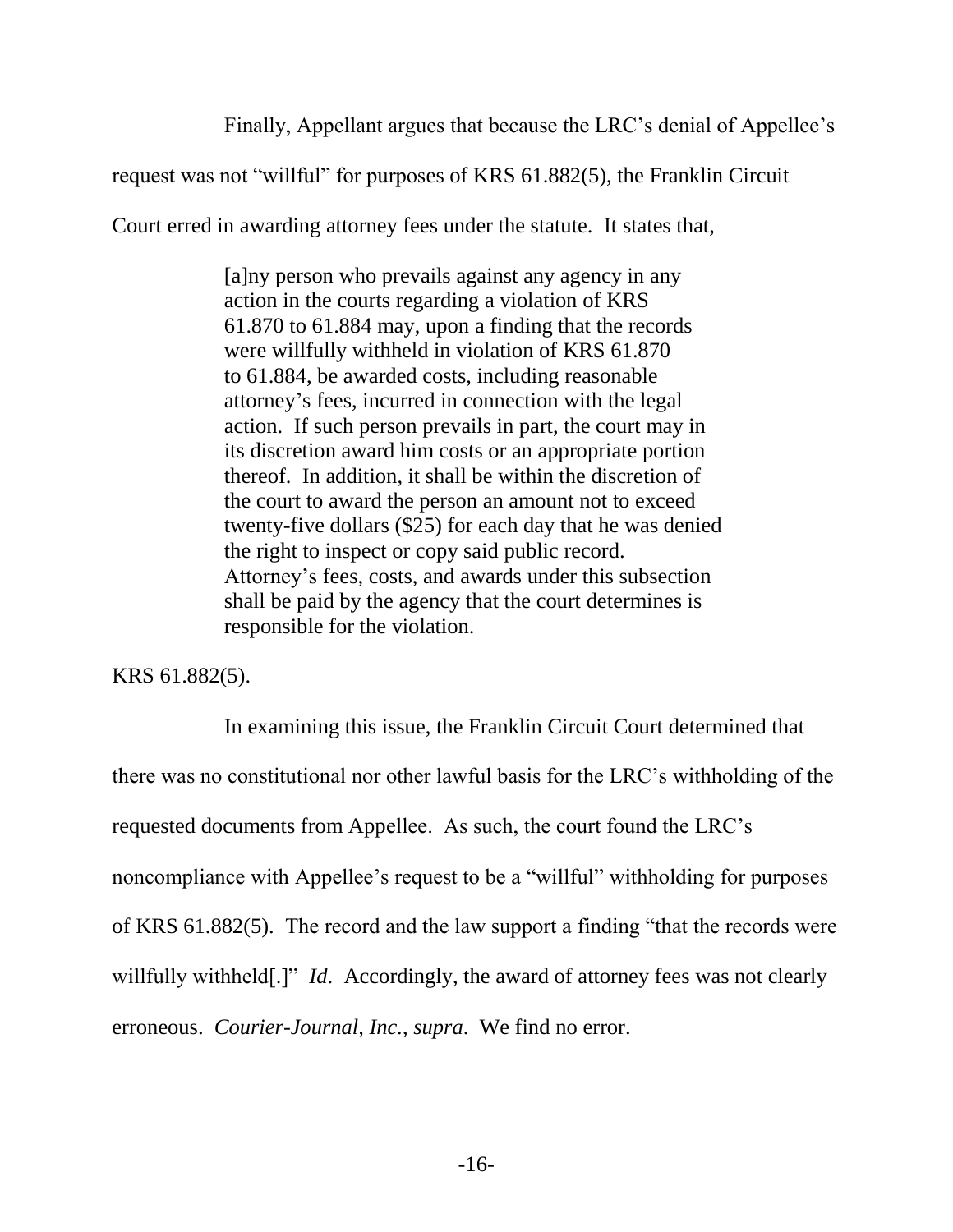Finally, Appellant argues that because the LRC's denial of Appellee's request was not "willful" for purposes of KRS 61.882(5), the Franklin Circuit Court erred in awarding attorney fees under the statute. It states that,

> [a]ny person who prevails against any agency in any action in the courts regarding a violation of KRS 61.870 to 61.884 may, upon a finding that the records were willfully withheld in violation of KRS 61.870 to 61.884, be awarded costs, including reasonable attorney's fees, incurred in connection with the legal action. If such person prevails in part, the court may in its discretion award him costs or an appropriate portion thereof. In addition, it shall be within the discretion of the court to award the person an amount not to exceed twenty-five dollars ($25) for each day that he was denied the right to inspect or copy said public record. Attorney's fees, costs, and awards under this subsection shall be paid by the agency that the court determines is responsible for the violation.

KRS 61.882(5).

In examining this issue, the Franklin Circuit Court determined that there was no constitutional nor other lawful basis for the LRC's withholding of the requested documents from Appellee. As such, the court found the LRC's noncompliance with Appellee's request to be a "willful" withholding for purposes of KRS 61.882(5). The record and the law support a finding "that the records were willfully withheld[.]" *Id*. Accordingly, the award of attorney fees was not clearly erroneous. *Courier-Journal, Inc.*, *supra*. We find no error.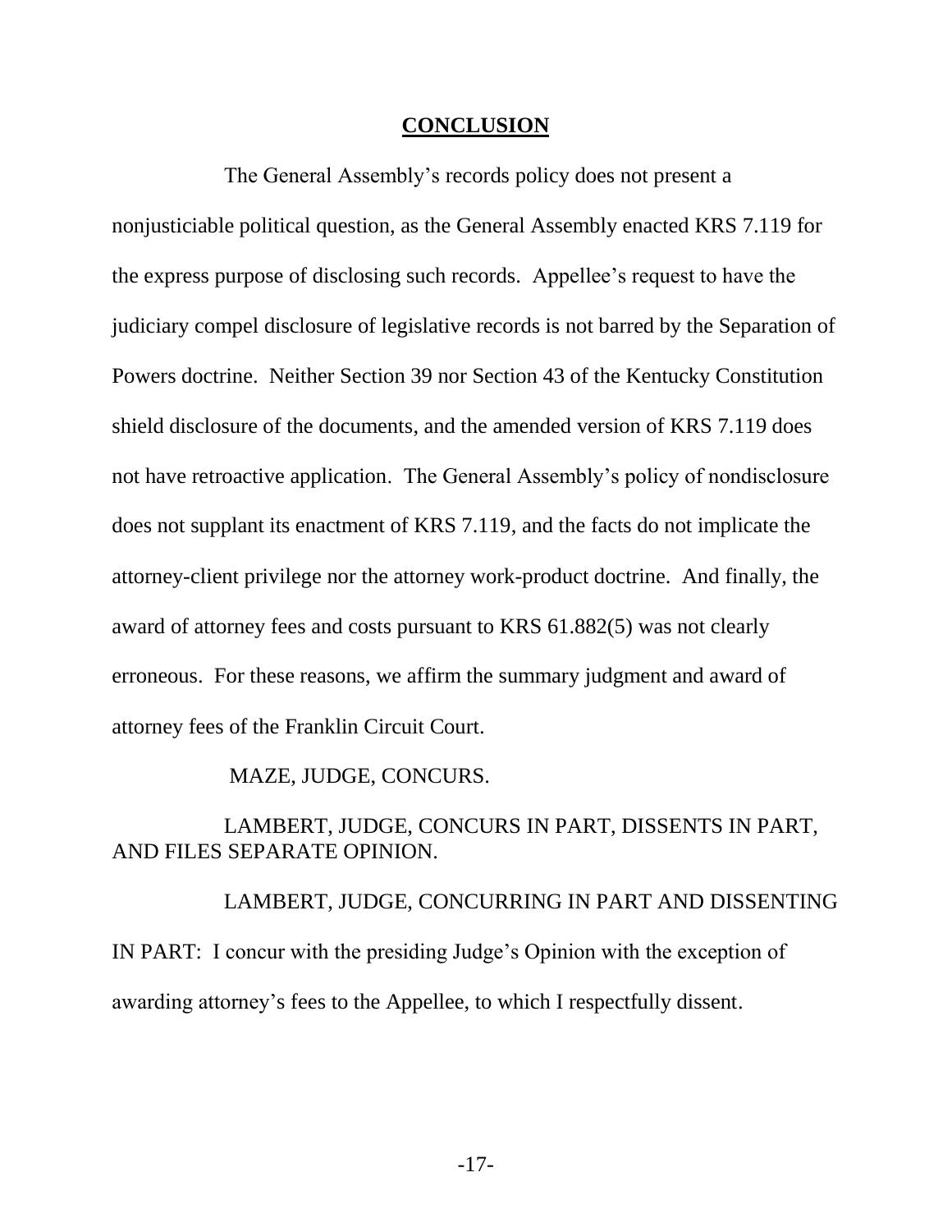## CONCLUSION

The General Assembly's records policy does not present a nonjusticiable political question, as the General Assembly enacted KRS 7.119 for the express purpose of disclosing such records. Appellee's request to have the judiciary compel disclosure of legislative records is not barred by the Separation of Powers doctrine. Neither Section 39 nor Section 43 of the Kentucky Constitution shield disclosure of the documents, and the amended version of KRS 7.119 does not have retroactive application. The General Assembly's policy of nondisclosure does not supplant its enactment of KRS 7.119, and the facts do not implicate the attorney-client privilege nor the attorney work-product doctrine. And finally, the award of attorney fees and costs pursuant to KRS 61.882(5) was not clearly erroneous. For these reasons, we affirm the summary judgment and award of attorney fees of the Franklin Circuit Court.

MAZE, JUDGE, CONCURS.

LAMBERT, JUDGE, CONCURS IN PART, DISSENTS IN PART, AND FILES SEPARATE OPINION.

LAMBERT, JUDGE, CONCURRING IN PART AND DISSENTING IN PART: I concur with the presiding Judge's Opinion with the exception of awarding attorney's fees to the Appellee, to which I respectfully dissent.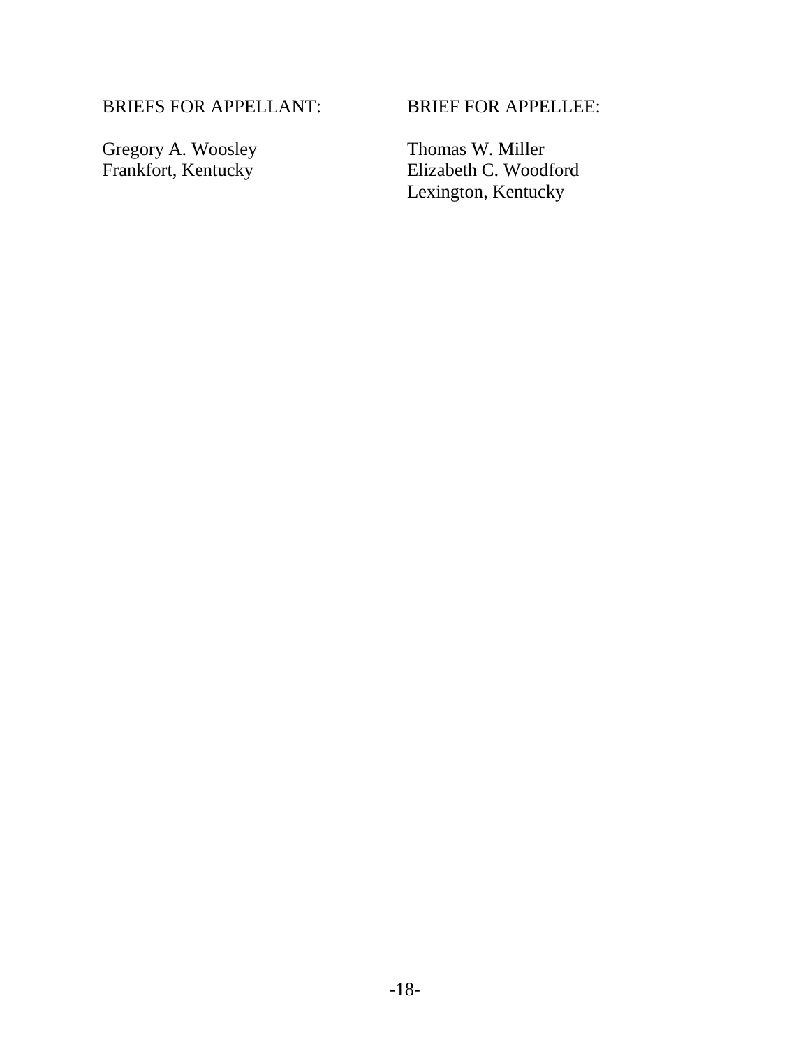BRIEFS FOR APPELLANT:

Gregory A. Woosley
Frankfort, Kentucky

BRIEF FOR APPELLEE:

Thomas W. Miller
Elizabeth C. Woodford
Lexington, Kentucky